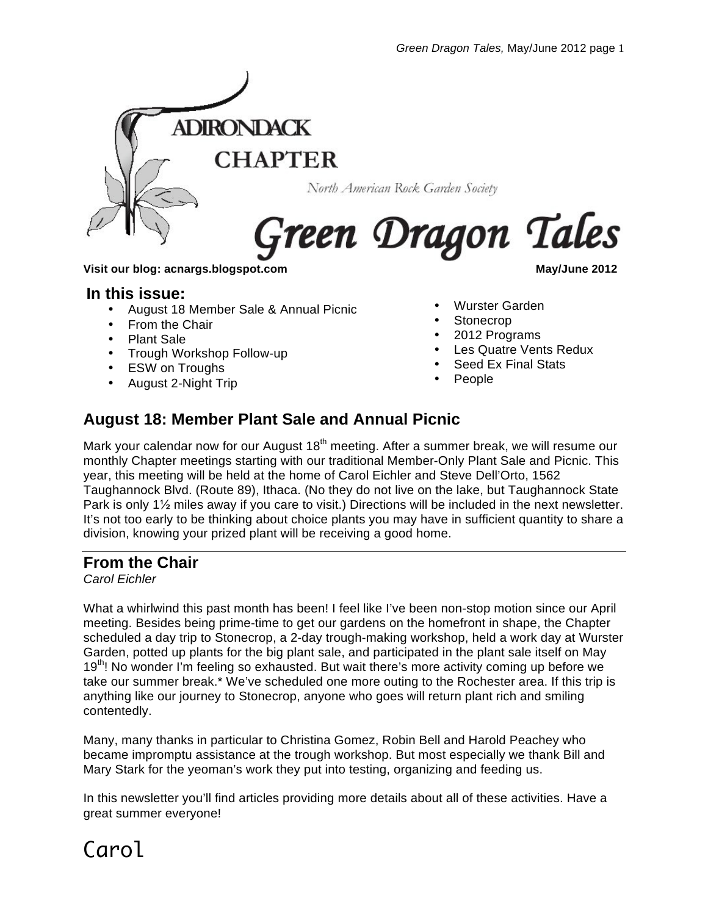# ADIRONDACK CHAPTER

North American Rock Garden Society

# Green Dragon Tales

**Visit our blog: acnargs.blogspot.com** **May/June 2012**

## In this issue:

- August 18 Member Sale & Annual Picnic
- From the Chair
- Plant Sale
- Trough Workshop Follow-up
- ESW on Troughs
- August 2-Night Trip
- Wurster Garden
- Stonecrop
- 2012 Programs
- Les Quatre Vents Redux
- Seed Ex Final Stats
- People

## August 18: Member Plant Sale and Annual Picnic

Mark your calendar now for our August 18th meeting. After a summer break, we will resume our monthly Chapter meetings starting with our traditional Member-Only Plant Sale and Picnic. This year, this meeting will be held at the home of Carol Eichler and Steve Dell'Orto, 1562 Taughannock Blvd. (Route 89), Ithaca. (No they do not live on the lake, but Taughannock State Park is only 1½ miles away if you care to visit.) Directions will be included in the next newsletter. It's not too early to be thinking about choice plants you may have in sufficient quantity to share a division, knowing your prized plant will be receiving a good home.

---

## From the Chair

*Carol Eichler*

What a whirlwind this past month has been! I feel like I've been non-stop motion since our April meeting. Besides being prime-time to get our gardens on the homefront in shape, the Chapter scheduled a day trip to Stonecrop, a 2-day trough-making workshop, held a work day at Wurster Garden, potted up plants for the big plant sale, and participated in the plant sale itself on May 19th! No wonder I'm feeling so exhausted. But wait there's more activity coming up before we take our summer break.* We've scheduled one more outing to the Rochester area. If this trip is anything like our journey to Stonecrop, anyone who goes will return plant rich and smiling contentedly.

Many, many thanks in particular to Christina Gomez, Robin Bell and Harold Peachey who became impromptu assistance at the trough workshop. But most especially we thank Bill and Mary Stark for the yeoman's work they put into testing, organizing and feeding us.

In this newsletter you'll find articles providing more details about all of these activities. Have a great summer everyone!

Carol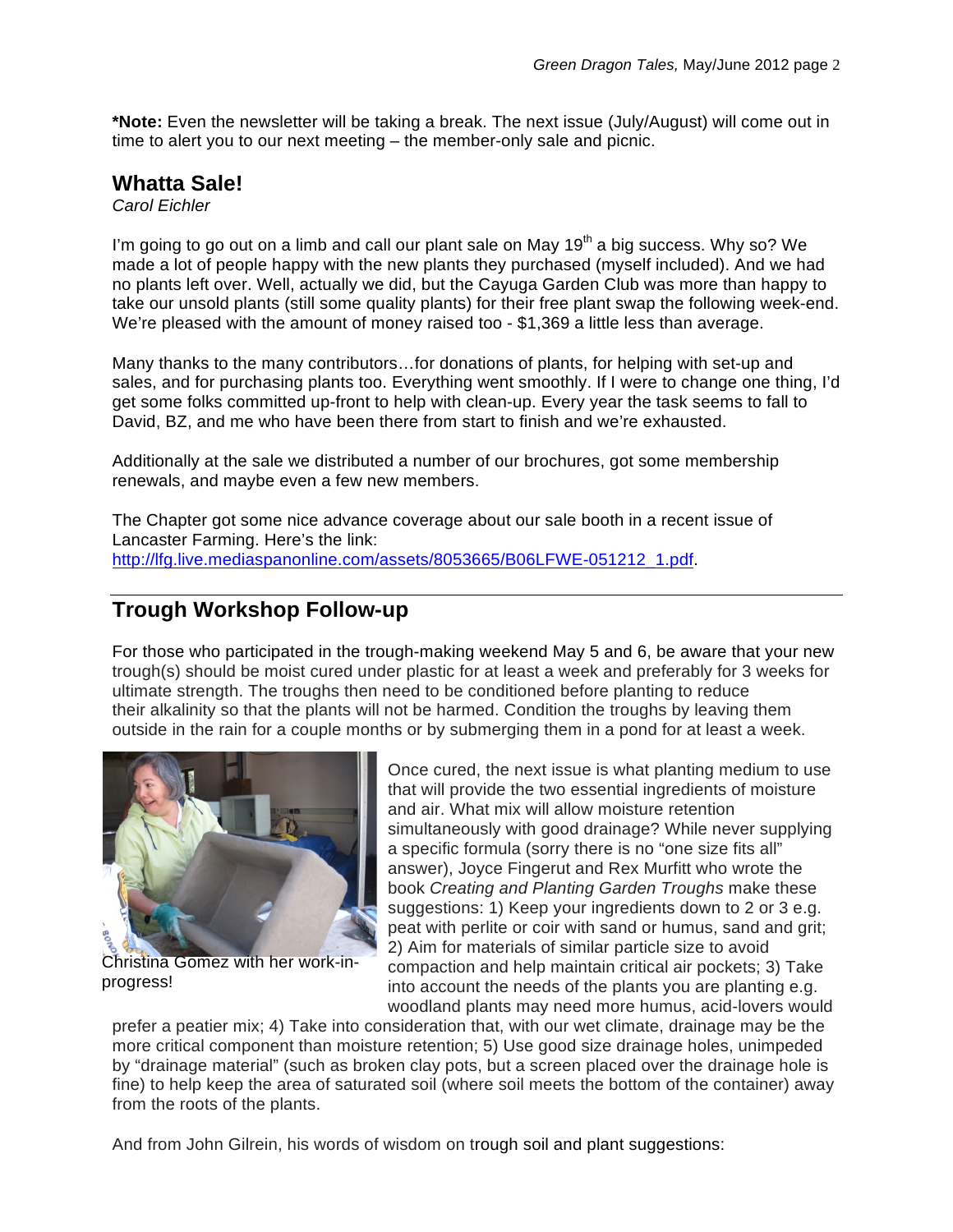**\*Note:** Even the newsletter will be taking a break. The next issue (July/August) will come out in time to alert you to our next meeting – the member-only sale and picnic.

## Whatta Sale!

*Carol Eichler*

I'm going to go out on a limb and call our plant sale on May 19th a big success. Why so? We made a lot of people happy with the new plants they purchased (myself included). And we had no plants left over. Well, actually we did, but the Cayuga Garden Club was more than happy to take our unsold plants (still some quality plants) for their free plant swap the following week-end. We're pleased with the amount of money raised too - $1,369 a little less than average.

Many thanks to the many contributors…for donations of plants, for helping with set-up and sales, and for purchasing plants too. Everything went smoothly. If I were to change one thing, I'd get some folks committed up-front to help with clean-up. Every year the task seems to fall to David, BZ, and me who have been there from start to finish and we're exhausted.

Additionally at the sale we distributed a number of our brochures, got some membership renewals, and maybe even a few new members.

The Chapter got some nice advance coverage about our sale booth in a recent issue of Lancaster Farming. Here's the link: http://lfg.live.mediaspanonline.com/assets/8053665/B06LFWE-051212_1.pdf.

---

## Trough Workshop Follow-up

For those who participated in the trough-making weekend May 5 and 6, be aware that your new trough(s) should be moist cured under plastic for at least a week and preferably for 3 weeks for ultimate strength. The troughs then need to be conditioned before planting to reduce their alkalinity so that the plants will not be harmed. Condition the troughs by leaving them outside in the rain for a couple months or by submerging them in a pond for at least a week.

Christina Gomez with her work-in-progress!

Once cured, the next issue is what planting medium to use that will provide the two essential ingredients of moisture and air. What mix will allow moisture retention simultaneously with good drainage? While never supplying a specific formula (sorry there is no "one size fits all" answer), Joyce Fingerut and Rex Murfitt who wrote the book *Creating and Planting Garden Troughs* make these suggestions: 1) Keep your ingredients down to 2 or 3 e.g. peat with perlite or coir with sand or humus, sand and grit; 2) Aim for materials of similar particle size to avoid compaction and help maintain critical air pockets; 3) Take into account the needs of the plants you are planting e.g. woodland plants may need more humus, acid-lovers would prefer a peatier mix; 4) Take into consideration that, with our wet climate, drainage may be the more critical component than moisture retention; 5) Use good size drainage holes, unimpeded by "drainage material" (such as broken clay pots, but a screen placed over the drainage hole is fine) to help keep the area of saturated soil (where soil meets the bottom of the container) away from the roots of the plants.

And from John Gilrein, his words of wisdom on trough soil and plant suggestions: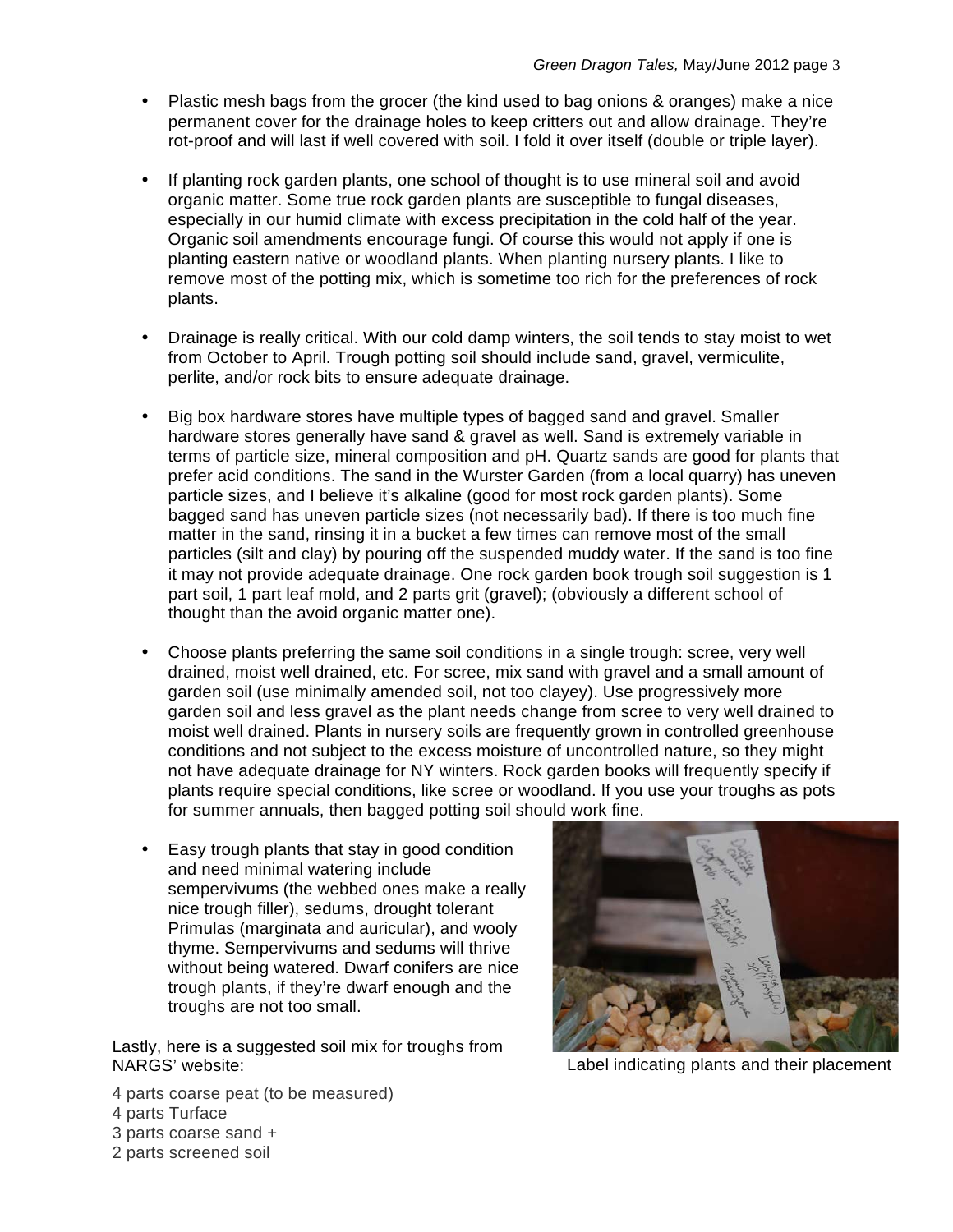- Plastic mesh bags from the grocer (the kind used to bag onions & oranges) make a nice permanent cover for the drainage holes to keep critters out and allow drainage. They're rot-proof and will last if well covered with soil. I fold it over itself (double or triple layer).

- If planting rock garden plants, one school of thought is to use mineral soil and avoid organic matter. Some true rock garden plants are susceptible to fungal diseases, especially in our humid climate with excess precipitation in the cold half of the year. Organic soil amendments encourage fungi. Of course this would not apply if one is planting eastern native or woodland plants. When planting nursery plants. I like to remove most of the potting mix, which is sometime too rich for the preferences of rock plants.

- Drainage is really critical. With our cold damp winters, the soil tends to stay moist to wet from October to April. Trough potting soil should include sand, gravel, vermiculite, perlite, and/or rock bits to ensure adequate drainage.

- Big box hardware stores have multiple types of bagged sand and gravel. Smaller hardware stores generally have sand & gravel as well. Sand is extremely variable in terms of particle size, mineral composition and pH. Quartz sands are good for plants that prefer acid conditions. The sand in the Wurster Garden (from a local quarry) has uneven particle sizes, and I believe it's alkaline (good for most rock garden plants). Some bagged sand has uneven particle sizes (not necessarily bad). If there is too much fine matter in the sand, rinsing it in a bucket a few times can remove most of the small particles (silt and clay) by pouring off the suspended muddy water. If the sand is too fine it may not provide adequate drainage. One rock garden book trough soil suggestion is 1 part soil, 1 part leaf mold, and 2 parts grit (gravel); (obviously a different school of thought than the avoid organic matter one).

- Choose plants preferring the same soil conditions in a single trough: scree, very well drained, moist well drained, etc. For scree, mix sand with gravel and a small amount of garden soil (use minimally amended soil, not too clayey). Use progressively more garden soil and less gravel as the plant needs change from scree to very well drained to moist well drained. Plants in nursery soils are frequently grown in controlled greenhouse conditions and not subject to the excess moisture of uncontrolled nature, so they might not have adequate drainage for NY winters. Rock garden books will frequently specify if plants require special conditions, like scree or woodland. If you use your troughs as pots for summer annuals, then bagged potting soil should work fine.

- Easy trough plants that stay in good condition and need minimal watering include sempervivums (the webbed ones make a really nice trough filler), sedums, drought tolerant Primulas (marginata and auricular), and wooly thyme. Sempervivums and sedums will thrive without being watered. Dwarf conifers are nice trough plants, if they're dwarf enough and the troughs are not too small.

Label indicating plants and their placement

Lastly, here is a suggested soil mix for troughs from NARGS' website:

4 parts coarse peat (to be measured)  
4 parts Turface  
3 parts coarse sand +  
2 parts screened soil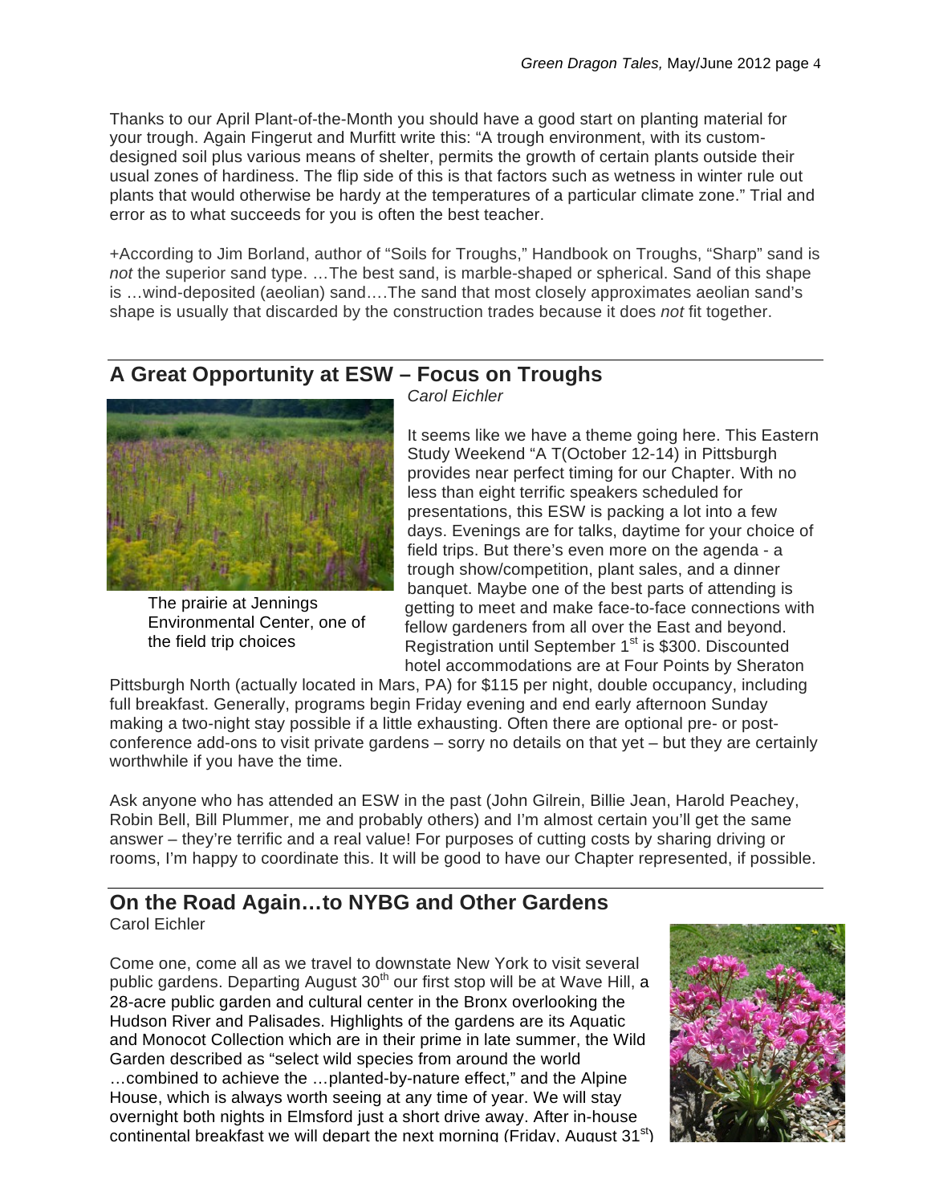Thanks to our April Plant-of-the-Month you should have a good start on planting material for your trough. Again Fingerut and Murfitt write this: "A trough environment, with its custom-designed soil plus various means of shelter, permits the growth of certain plants outside their usual zones of hardiness. The flip side of this is that factors such as wetness in winter rule out plants that would otherwise be hardy at the temperatures of a particular climate zone." Trial and error as to what succeeds for you is often the best teacher.

+According to Jim Borland, author of "Soils for Troughs," Handbook on Troughs, "Sharp" sand is *not* the superior sand type. …The best sand, is marble-shaped or spherical. Sand of this shape is …wind-deposited (aeolian) sand….The sand that most closely approximates aeolian sand's shape is usually that discarded by the construction trades because it does *not* fit together.

## A Great Opportunity at ESW – Focus on Troughs

*Carol Eichler*

The prairie at Jennings Environmental Center, one of the field trip choices

It seems like we have a theme going here. This Eastern Study Weekend "A T(October 12-14) in Pittsburgh provides near perfect timing for our Chapter. With no less than eight terrific speakers scheduled for presentations, this ESW is packing a lot into a few days. Evenings are for talks, daytime for your choice of field trips. But there's even more on the agenda - a trough show/competition, plant sales, and a dinner banquet. Maybe one of the best parts of attending is getting to meet and make face-to-face connections with fellow gardeners from all over the East and beyond. Registration until September 1st is $300. Discounted hotel accommodations are at Four Points by Sheraton Pittsburgh North (actually located in Mars, PA) for $115 per night, double occupancy, including full breakfast. Generally, programs begin Friday evening and end early afternoon Sunday making a two-night stay possible if a little exhausting. Often there are optional pre- or post-conference add-ons to visit private gardens – sorry no details on that yet – but they are certainly worthwhile if you have the time.

Ask anyone who has attended an ESW in the past (John Gilrein, Billie Jean, Harold Peachey, Robin Bell, Bill Plummer, me and probably others) and I'm almost certain you'll get the same answer – they're terrific and a real value! For purposes of cutting costs by sharing driving or rooms, I'm happy to coordinate this. It will be good to have our Chapter represented, if possible.

## On the Road Again…to NYBG and Other Gardens

Carol Eichler

Come one, come all as we travel to downstate New York to visit several public gardens. Departing August 30th our first stop will be at Wave Hill, a 28-acre public garden and cultural center in the Bronx overlooking the Hudson River and Palisades. Highlights of the gardens are its Aquatic and Monocot Collection which are in their prime in late summer, the Wild Garden described as "select wild species from around the world …combined to achieve the …planted-by-nature effect," and the Alpine House, which is always worth seeing at any time of year. We will stay overnight both nights in Elmsford just a short drive away. After in-house continental breakfast we will depart the next morning (Friday, August 31st)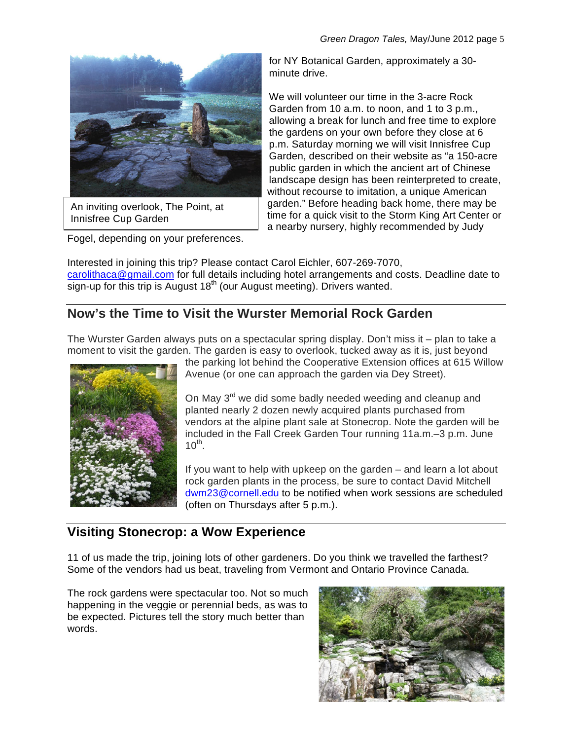An inviting overlook, The Point, at Innisfree Cup Garden

for NY Botanical Garden, approximately a 30-minute drive.

We will volunteer our time in the 3-acre Rock Garden from 10 a.m. to noon, and 1 to 3 p.m., allowing a break for lunch and free time to explore the gardens on your own before they close at 6 p.m. Saturday morning we will visit Innisfree Cup Garden, described on their website as "a 150-acre public garden in which the ancient art of Chinese landscape design has been reinterpreted to create, without recourse to imitation, a unique American garden." Before heading back home, there may be time for a quick visit to the Storm King Art Center or a nearby nursery, highly recommended by Judy Fogel, depending on your preferences.

Interested in joining this trip? Please contact Carol Eichler, 607-269-7070, carolithaca@gmail.com for full details including hotel arrangements and costs. Deadline date to sign-up for this trip is August 18th (our August meeting). Drivers wanted.

## Now's the Time to Visit the Wurster Memorial Rock Garden

The Wurster Garden always puts on a spectacular spring display. Don't miss it – plan to take a moment to visit the garden. The garden is easy to overlook, tucked away as it is, just beyond the parking lot behind the Cooperative Extension offices at 615 Willow Avenue (or one can approach the garden via Dey Street).

On May 3rd we did some badly needed weeding and cleanup and planted nearly 2 dozen newly acquired plants purchased from vendors at the alpine plant sale at Stonecrop. Note the garden will be included in the Fall Creek Garden Tour running 11a.m.–3 p.m. June 10th.

If you want to help with upkeep on the garden – and learn a lot about rock garden plants in the process, be sure to contact David Mitchell dwm23@cornell.edu to be notified when work sessions are scheduled (often on Thursdays after 5 p.m.).

## Visiting Stonecrop: a Wow Experience

11 of us made the trip, joining lots of other gardeners. Do you think we travelled the farthest? Some of the vendors had us beat, traveling from Vermont and Ontario Province Canada.

The rock gardens were spectacular too. Not so much happening in the veggie or perennial beds, as was to be expected. Pictures tell the story much better than words.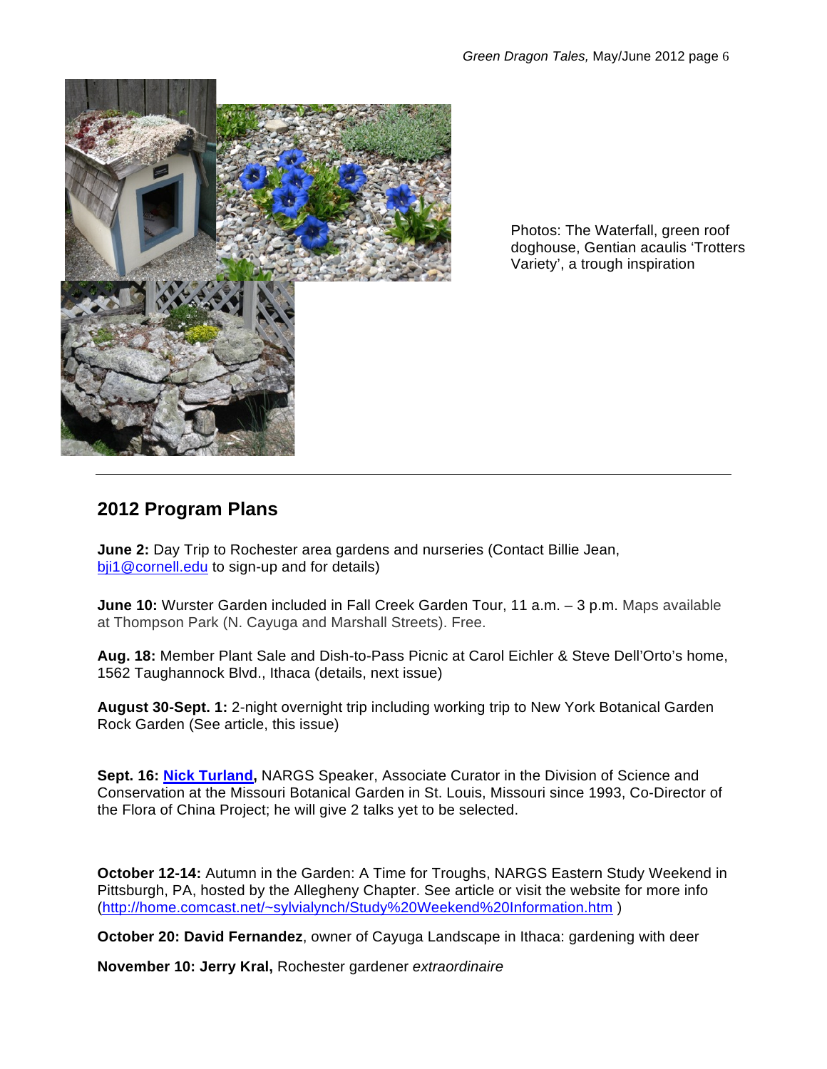Photos: The Waterfall, green roof doghouse, Gentian acaulis 'Trotters Variety', a trough inspiration

---

## 2012 Program Plans

**June 2:** Day Trip to Rochester area gardens and nurseries (Contact Billie Jean, bji1@cornell.edu to sign-up and for details)

**June 10:** Wurster Garden included in Fall Creek Garden Tour, 11 a.m. – 3 p.m. Maps available at Thompson Park (N. Cayuga and Marshall Streets). Free.

**Aug. 18:** Member Plant Sale and Dish-to-Pass Picnic at Carol Eichler & Steve Dell'Orto's home, 1562 Taughannock Blvd., Ithaca (details, next issue)

**August 30-Sept. 1:** 2-night overnight trip including working trip to New York Botanical Garden Rock Garden (See article, this issue)

**Sept. 16: Nick Turland,** NARGS Speaker, Associate Curator in the Division of Science and Conservation at the Missouri Botanical Garden in St. Louis, Missouri since 1993, Co-Director of the Flora of China Project; he will give 2 talks yet to be selected.

**October 12-14:** Autumn in the Garden: A Time for Troughs, NARGS Eastern Study Weekend in Pittsburgh, PA, hosted by the Allegheny Chapter. See article or visit the website for more info (http://home.comcast.net/~sylvialynch/Study%20Weekend%20Information.htm )

**October 20: David Fernandez**, owner of Cayuga Landscape in Ithaca: gardening with deer

**November 10: Jerry Kral,** Rochester gardener *extraordinaire*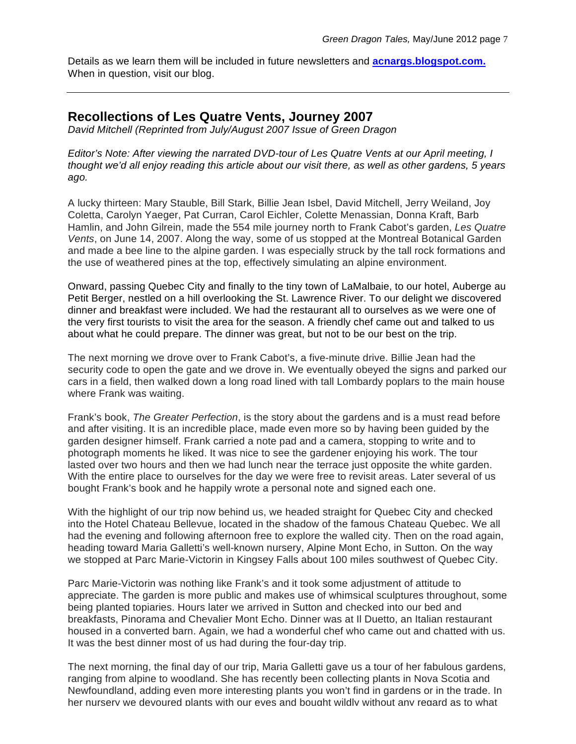Details as we learn them will be included in future newsletters and **acnargs.blogspot.com.** When in question, visit our blog.

---

## Recollections of Les Quatre Vents, Journey 2007

*David Mitchell (Reprinted from July/August 2007 Issue of Green Dragon*

*Editor's Note: After viewing the narrated DVD-tour of Les Quatre Vents at our April meeting, I thought we'd all enjoy reading this article about our visit there, as well as other gardens, 5 years ago.*

A lucky thirteen: Mary Stauble, Bill Stark, Billie Jean Isbel, David Mitchell, Jerry Weiland, Joy Coletta, Carolyn Yaeger, Pat Curran, Carol Eichler, Colette Menassian, Donna Kraft, Barb Hamlin, and John Gilrein, made the 554 mile journey north to Frank Cabot's garden, *Les Quatre Vents*, on June 14, 2007. Along the way, some of us stopped at the Montreal Botanical Garden and made a bee line to the alpine garden. I was especially struck by the tall rock formations and the use of weathered pines at the top, effectively simulating an alpine environment.

Onward, passing Quebec City and finally to the tiny town of LaMalbaie, to our hotel, Auberge au Petit Berger, nestled on a hill overlooking the St. Lawrence River. To our delight we discovered dinner and breakfast were included. We had the restaurant all to ourselves as we were one of the very first tourists to visit the area for the season. A friendly chef came out and talked to us about what he could prepare. The dinner was great, but not to be our best on the trip.

The next morning we drove over to Frank Cabot's, a five-minute drive. Billie Jean had the security code to open the gate and we drove in. We eventually obeyed the signs and parked our cars in a field, then walked down a long road lined with tall Lombardy poplars to the main house where Frank was waiting.

Frank's book, *The Greater Perfection*, is the story about the gardens and is a must read before and after visiting. It is an incredible place, made even more so by having been guided by the garden designer himself. Frank carried a note pad and a camera, stopping to write and to photograph moments he liked. It was nice to see the gardener enjoying his work. The tour lasted over two hours and then we had lunch near the terrace just opposite the white garden. With the entire place to ourselves for the day we were free to revisit areas. Later several of us bought Frank's book and he happily wrote a personal note and signed each one.

With the highlight of our trip now behind us, we headed straight for Quebec City and checked into the Hotel Chateau Bellevue, located in the shadow of the famous Chateau Quebec. We all had the evening and following afternoon free to explore the walled city. Then on the road again, heading toward Maria Galletti's well-known nursery, Alpine Mont Echo, in Sutton. On the way we stopped at Parc Marie-Victorin in Kingsey Falls about 100 miles southwest of Quebec City.

Parc Marie-Victorin was nothing like Frank's and it took some adjustment of attitude to appreciate. The garden is more public and makes use of whimsical sculptures throughout, some being planted topiaries. Hours later we arrived in Sutton and checked into our bed and breakfasts, Pinorama and Chevalier Mont Echo. Dinner was at Il Duetto, an Italian restaurant housed in a converted barn. Again, we had a wonderful chef who came out and chatted with us. It was the best dinner most of us had during the four-day trip.

The next morning, the final day of our trip, Maria Galletti gave us a tour of her fabulous gardens, ranging from alpine to woodland. She has recently been collecting plants in Nova Scotia and Newfoundland, adding even more interesting plants you won't find in gardens or in the trade. In her nursery we devoured plants with our eyes and bought wildly without any regard as to what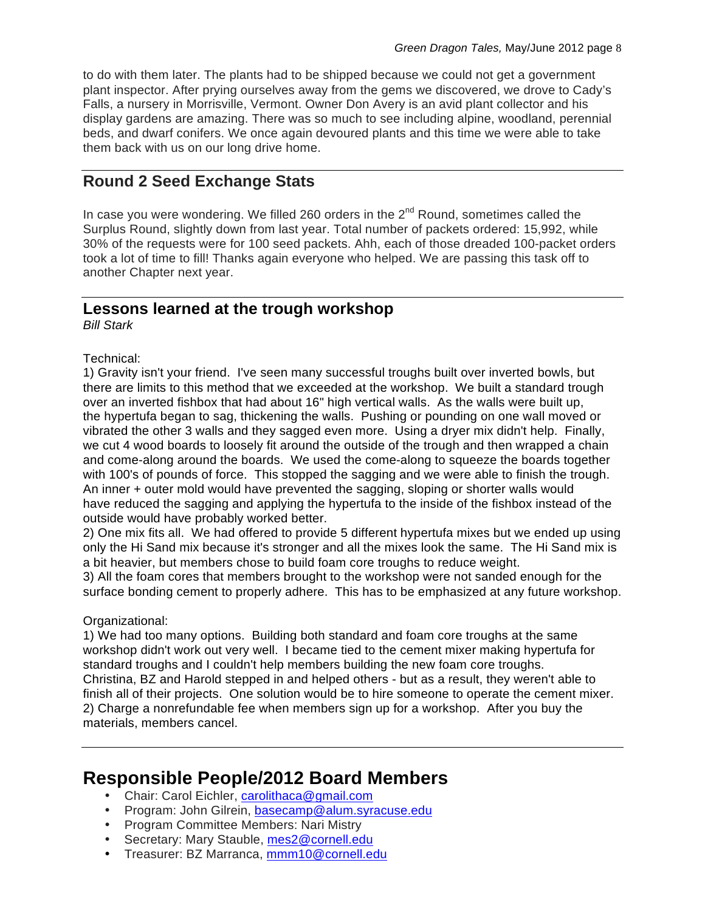to do with them later. The plants had to be shipped because we could not get a government plant inspector. After prying ourselves away from the gems we discovered, we drove to Cady's Falls, a nursery in Morrisville, Vermont. Owner Don Avery is an avid plant collector and his display gardens are amazing. There was so much to see including alpine, woodland, perennial beds, and dwarf conifers. We once again devoured plants and this time we were able to take them back with us on our long drive home.

---

## Round 2 Seed Exchange Stats

In case you were wondering. We filled 260 orders in the 2nd Round, sometimes called the Surplus Round, slightly down from last year. Total number of packets ordered: 15,992, while 30% of the requests were for 100 seed packets. Ahh, each of those dreaded 100-packet orders took a lot of time to fill! Thanks again everyone who helped. We are passing this task off to another Chapter next year.

---

## Lessons learned at the trough workshop

*Bill Stark*

Technical:

1) Gravity isn't your friend. I've seen many successful troughs built over inverted bowls, but there are limits to this method that we exceeded at the workshop. We built a standard trough over an inverted fishbox that had about 16" high vertical walls. As the walls were built up, the hypertufa began to sag, thickening the walls. Pushing or pounding on one wall moved or vibrated the other 3 walls and they sagged even more. Using a dryer mix didn't help. Finally, we cut 4 wood boards to loosely fit around the outside of the trough and then wrapped a chain and come-along around the boards. We used the come-along to squeeze the boards together with 100's of pounds of force. This stopped the sagging and we were able to finish the trough. An inner + outer mold would have prevented the sagging, sloping or shorter walls would have reduced the sagging and applying the hypertufa to the inside of the fishbox instead of the outside would have probably worked better.

2) One mix fits all. We had offered to provide 5 different hypertufa mixes but we ended up using only the Hi Sand mix because it's stronger and all the mixes look the same. The Hi Sand mix is a bit heavier, but members chose to build foam core troughs to reduce weight.

3) All the foam cores that members brought to the workshop were not sanded enough for the surface bonding cement to properly adhere. This has to be emphasized at any future workshop.

Organizational:

1) We had too many options. Building both standard and foam core troughs at the same workshop didn't work out very well. I became tied to the cement mixer making hypertufa for standard troughs and I couldn't help members building the new foam core troughs. Christina, BZ and Harold stepped in and helped others - but as a result, they weren't able to finish all of their projects. One solution would be to hire someone to operate the cement mixer.

2) Charge a nonrefundable fee when members sign up for a workshop. After you buy the materials, members cancel.

---

# Responsible People/2012 Board Members

- Chair: Carol Eichler, carolithaca@gmail.com
- Program: John Gilrein, basecamp@alum.syracuse.edu
- Program Committee Members: Nari Mistry
- Secretary: Mary Stauble, mes2@cornell.edu
- Treasurer: BZ Marranca, mmm10@cornell.edu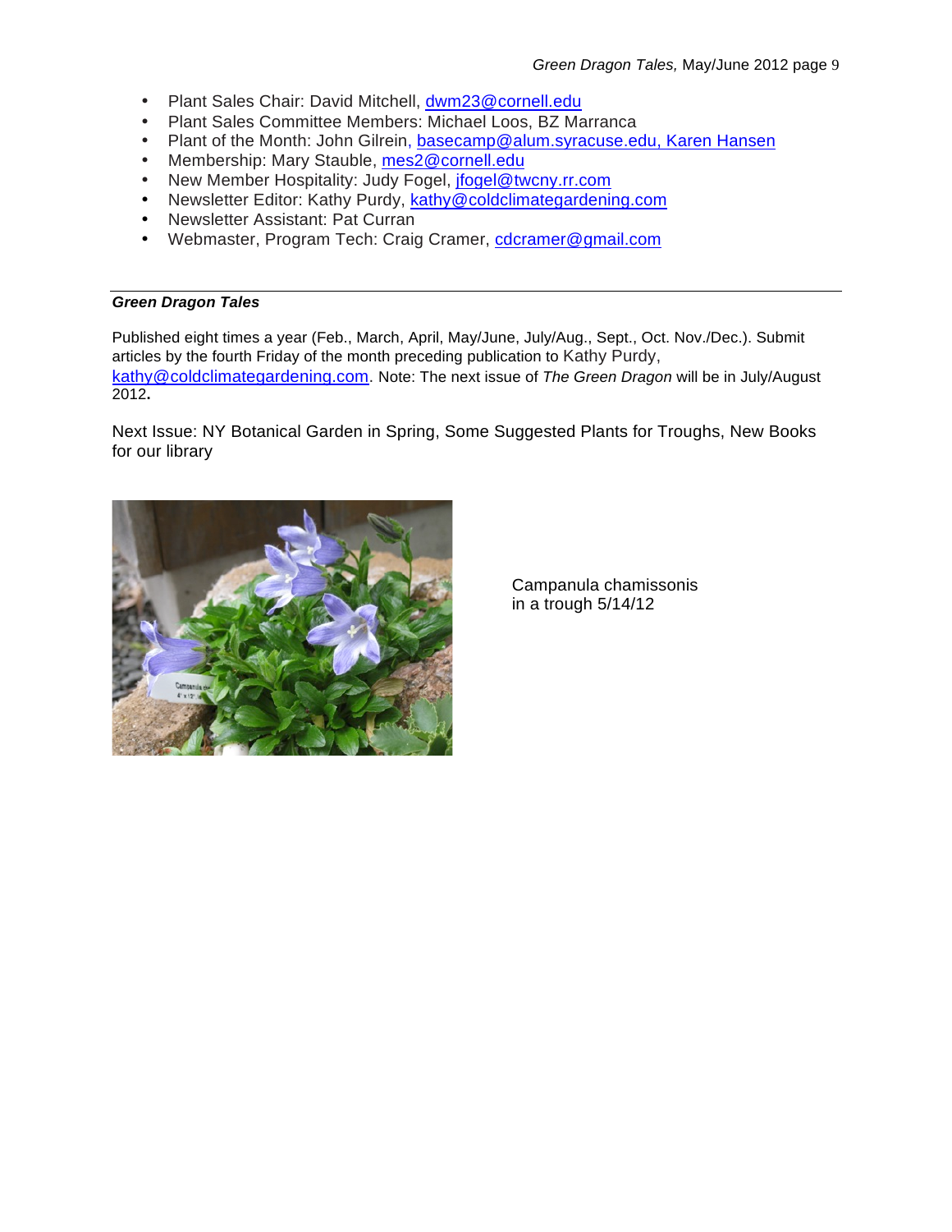- Plant Sales Chair: David Mitchell, dwm23@cornell.edu
- Plant Sales Committee Members: Michael Loos, BZ Marranca
- Plant of the Month: John Gilrein, basecamp@alum.syracuse.edu, Karen Hansen
- Membership: Mary Stauble, mes2@cornell.edu
- New Member Hospitality: Judy Fogel, jfogel@twcny.rr.com
- Newsletter Editor: Kathy Purdy, kathy@coldclimategardening.com
- Newsletter Assistant: Pat Curran
- Webmaster, Program Tech: Craig Cramer, cdcramer@gmail.com

---

***Green Dragon Tales***

Published eight times a year (Feb., March, April, May/June, July/Aug., Sept., Oct. Nov./Dec.). Submit articles by the fourth Friday of the month preceding publication to Kathy Purdy, kathy@coldclimategardening.com. Note: The next issue of *The Green Dragon* will be in July/August 2012**.**

Next Issue: NY Botanical Garden in Spring, Some Suggested Plants for Troughs, New Books for our library

Campanula chamissonis
in a trough 5/14/12